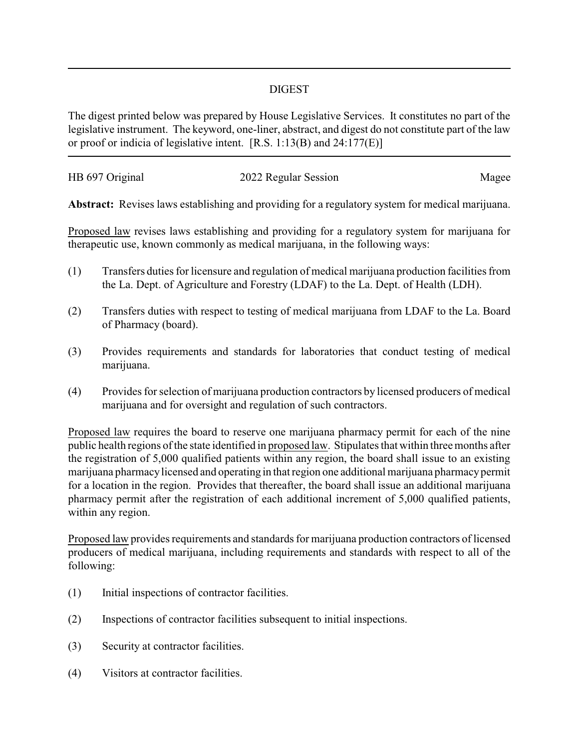## DIGEST

The digest printed below was prepared by House Legislative Services. It constitutes no part of the legislative instrument. The keyword, one-liner, abstract, and digest do not constitute part of the law or proof or indicia of legislative intent. [R.S. 1:13(B) and 24:177(E)]

---

HB 697 Original | 2022 Regular Session | Magee

**Abstract:** Revises laws establishing and providing for a regulatory system for medical marijuana.

Proposed law revises laws establishing and providing for a regulatory system for marijuana for therapeutic use, known commonly as medical marijuana, in the following ways:

(1) Transfers duties for licensure and regulation of medical marijuana production facilities from the La. Dept. of Agriculture and Forestry (LDAF) to the La. Dept. of Health (LDH).

(2) Transfers duties with respect to testing of medical marijuana from LDAF to the La. Board of Pharmacy (board).

(3) Provides requirements and standards for laboratories that conduct testing of medical marijuana.

(4) Provides for selection of marijuana production contractors by licensed producers of medical marijuana and for oversight and regulation of such contractors.

Proposed law requires the board to reserve one marijuana pharmacy permit for each of the nine public health regions of the state identified in proposed law. Stipulates that within three months after the registration of 5,000 qualified patients within any region, the board shall issue to an existing marijuana pharmacy licensed and operating in that region one additional marijuana pharmacy permit for a location in the region. Provides that thereafter, the board shall issue an additional marijuana pharmacy permit after the registration of each additional increment of 5,000 qualified patients, within any region.

Proposed law provides requirements and standards for marijuana production contractors of licensed producers of medical marijuana, including requirements and standards with respect to all of the following:

(1) Initial inspections of contractor facilities.

(2) Inspections of contractor facilities subsequent to initial inspections.

(3) Security at contractor facilities.

(4) Visitors at contractor facilities.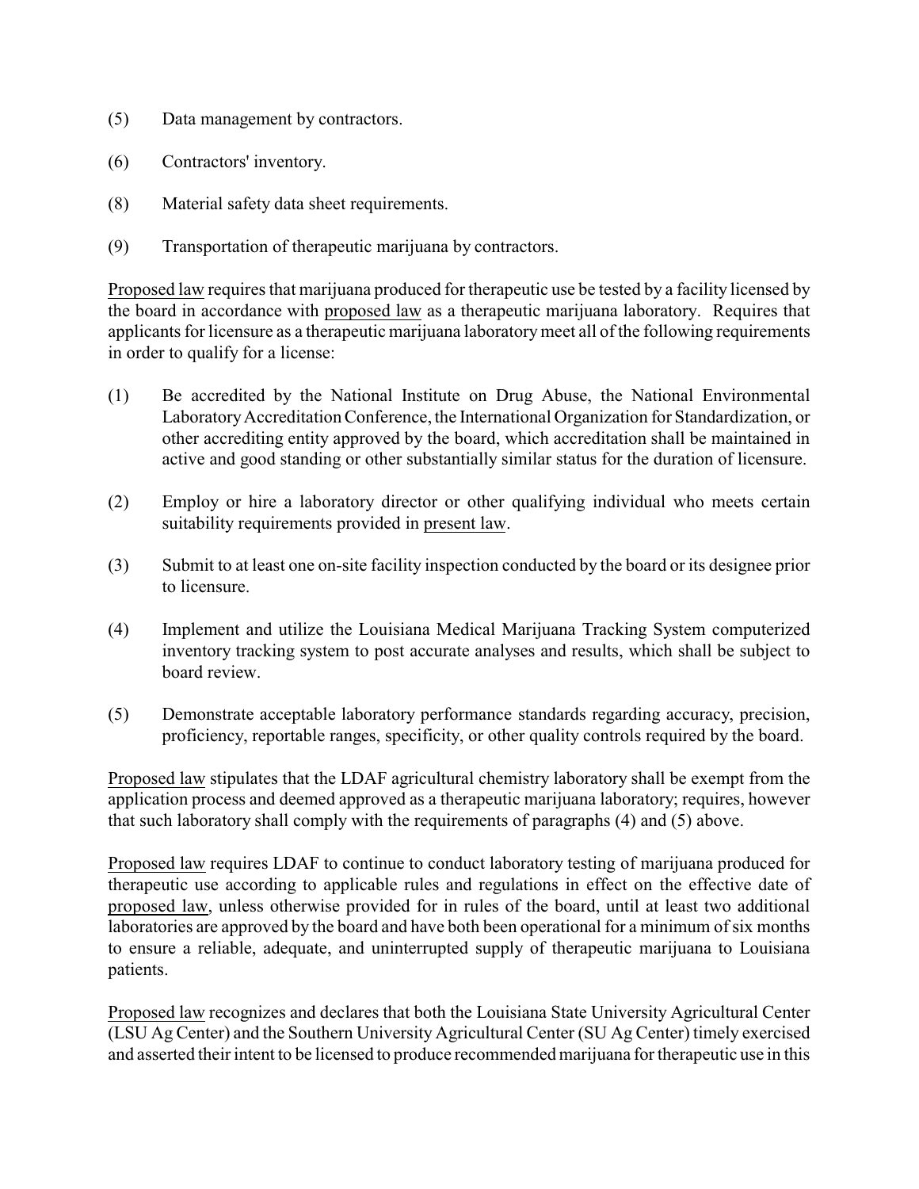(5) Data management by contractors.

(6) Contractors' inventory.

(8) Material safety data sheet requirements.

(9) Transportation of therapeutic marijuana by contractors.

Proposed law requires that marijuana produced for therapeutic use be tested by a facility licensed by the board in accordance with proposed law as a therapeutic marijuana laboratory. Requires that applicants for licensure as a therapeutic marijuana laboratory meet all of the following requirements in order to qualify for a license:

(1) Be accredited by the National Institute on Drug Abuse, the National Environmental Laboratory Accreditation Conference, the International Organization for Standardization, or other accrediting entity approved by the board, which accreditation shall be maintained in active and good standing or other substantially similar status for the duration of licensure.

(2) Employ or hire a laboratory director or other qualifying individual who meets certain suitability requirements provided in present law.

(3) Submit to at least one on-site facility inspection conducted by the board or its designee prior to licensure.

(4) Implement and utilize the Louisiana Medical Marijuana Tracking System computerized inventory tracking system to post accurate analyses and results, which shall be subject to board review.

(5) Demonstrate acceptable laboratory performance standards regarding accuracy, precision, proficiency, reportable ranges, specificity, or other quality controls required by the board.

Proposed law stipulates that the LDAF agricultural chemistry laboratory shall be exempt from the application process and deemed approved as a therapeutic marijuana laboratory; requires, however that such laboratory shall comply with the requirements of paragraphs (4) and (5) above.

Proposed law requires LDAF to continue to conduct laboratory testing of marijuana produced for therapeutic use according to applicable rules and regulations in effect on the effective date of proposed law, unless otherwise provided for in rules of the board, until at least two additional laboratories are approved by the board and have both been operational for a minimum of six months to ensure a reliable, adequate, and uninterrupted supply of therapeutic marijuana to Louisiana patients.

Proposed law recognizes and declares that both the Louisiana State University Agricultural Center (LSU Ag Center) and the Southern University Agricultural Center (SU Ag Center) timely exercised and asserted their intent to be licensed to produce recommended marijuana for therapeutic use in this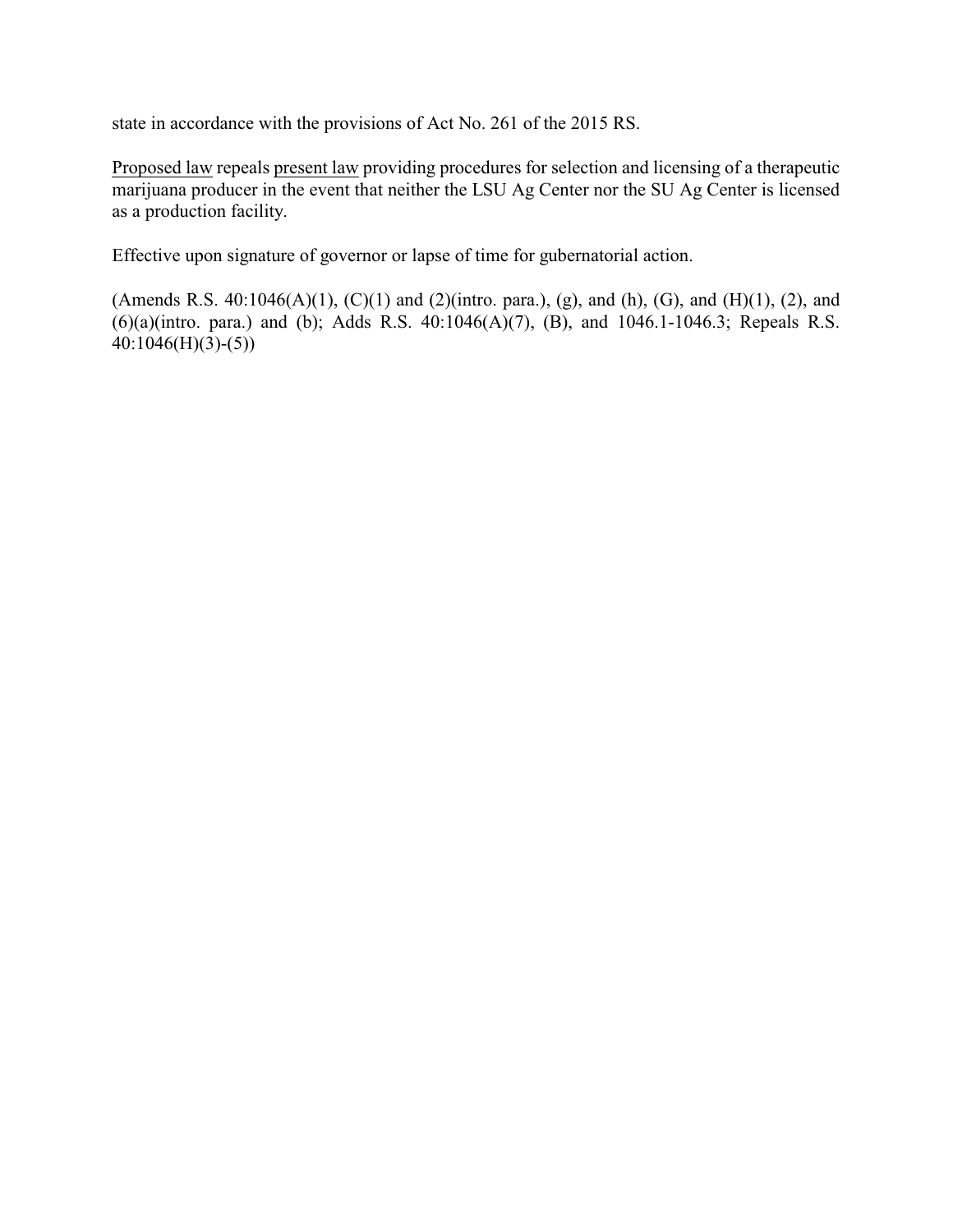state in accordance with the provisions of Act No. 261 of the 2015 RS.

Proposed law repeals present law providing procedures for selection and licensing of a therapeutic marijuana producer in the event that neither the LSU Ag Center nor the SU Ag Center is licensed as a production facility.

Effective upon signature of governor or lapse of time for gubernatorial action.

(Amends R.S. 40:1046(A)(1), (C)(1) and (2)(intro. para.), (g), and (h), (G), and (H)(1), (2), and (6)(a)(intro. para.) and (b); Adds R.S. 40:1046(A)(7), (B), and 1046.1-1046.3; Repeals R.S. 40:1046(H)(3)-(5))